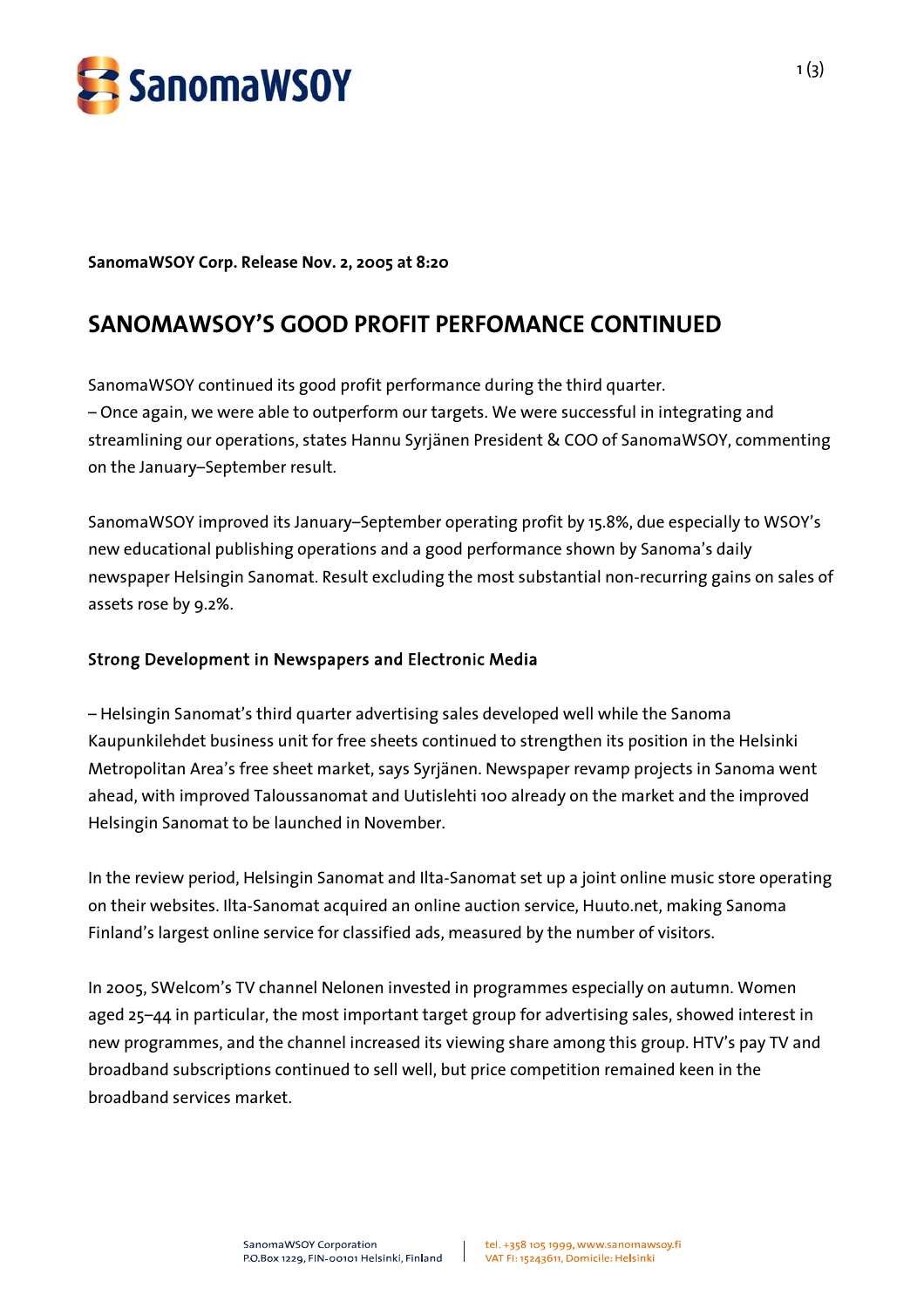**SanomaWSOY Corp. Release Nov. 2, 2005 at 8:20**

# SANOMAWSOY'S GOOD PROFIT PERFOMANCE CONTINUED

SanomaWSOY continued its good profit performance during the third quarter.
– Once again, we were able to outperform our targets. We were successful in integrating and streamlining our operations, states Hannu Syrjänen President & COO of SanomaWSOY, commenting on the January–September result.

SanomaWSOY improved its January–September operating profit by 15.8%, due especially to WSOY's new educational publishing operations and a good performance shown by Sanoma's daily newspaper Helsingin Sanomat. Result excluding the most substantial non-recurring gains on sales of assets rose by 9.2%.

## Strong Development in Newspapers and Electronic Media

– Helsingin Sanomat's third quarter advertising sales developed well while the Sanoma Kaupunkilehdet business unit for free sheets continued to strengthen its position in the Helsinki Metropolitan Area's free sheet market, says Syrjänen. Newspaper revamp projects in Sanoma went ahead, with improved Taloussanomat and Uutislehti 100 already on the market and the improved Helsingin Sanomat to be launched in November.

In the review period, Helsingin Sanomat and Ilta-Sanomat set up a joint online music store operating on their websites. Ilta-Sanomat acquired an online auction service, Huuto.net, making Sanoma Finland's largest online service for classified ads, measured by the number of visitors.

In 2005, SWelcom's TV channel Nelonen invested in programmes especially on autumn. Women aged 25–44 in particular, the most important target group for advertising sales, showed interest in new programmes, and the channel increased its viewing share among this group. HTV's pay TV and broadband subscriptions continued to sell well, but price competition remained keen in the broadband services market.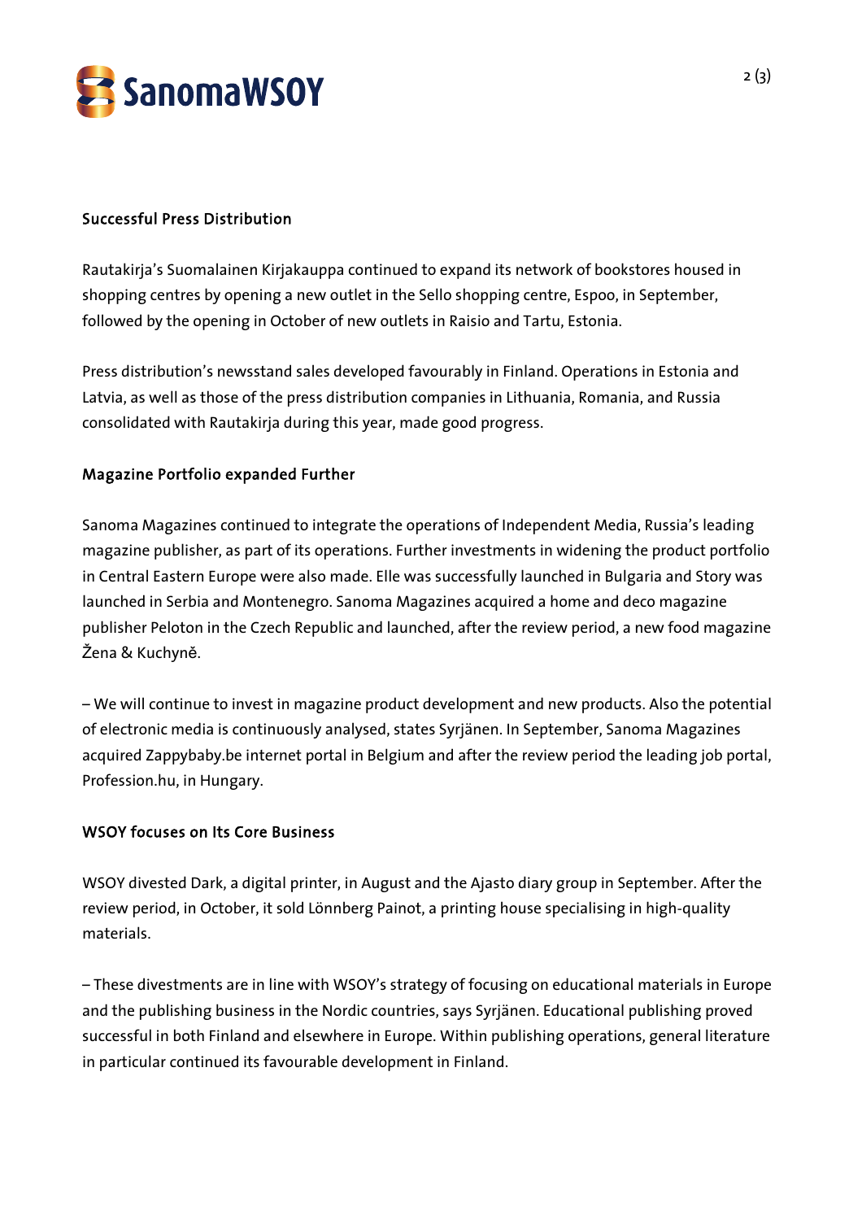### Successful Press Distribution

Rautakirja's Suomalainen Kirjakauppa continued to expand its network of bookstores housed in shopping centres by opening a new outlet in the Sello shopping centre, Espoo, in September, followed by the opening in October of new outlets in Raisio and Tartu, Estonia.

Press distribution's newsstand sales developed favourably in Finland. Operations in Estonia and Latvia, as well as those of the press distribution companies in Lithuania, Romania, and Russia consolidated with Rautakirja during this year, made good progress.

### Magazine Portfolio expanded Further

Sanoma Magazines continued to integrate the operations of Independent Media, Russia's leading magazine publisher, as part of its operations. Further investments in widening the product portfolio in Central Eastern Europe were also made. Elle was successfully launched in Bulgaria and Story was launched in Serbia and Montenegro. Sanoma Magazines acquired a home and deco magazine publisher Peloton in the Czech Republic and launched, after the review period, a new food magazine Žena & Kuchyně.

– We will continue to invest in magazine product development and new products. Also the potential of electronic media is continuously analysed, states Syrjänen. In September, Sanoma Magazines acquired Zappybaby.be internet portal in Belgium and after the review period the leading job portal, Profession.hu, in Hungary.

### WSOY focuses on Its Core Business

WSOY divested Dark, a digital printer, in August and the Ajasto diary group in September. After the review period, in October, it sold Lönnberg Painot, a printing house specialising in high-quality materials.

– These divestments are in line with WSOY's strategy of focusing on educational materials in Europe and the publishing business in the Nordic countries, says Syrjänen. Educational publishing proved successful in both Finland and elsewhere in Europe. Within publishing operations, general literature in particular continued its favourable development in Finland.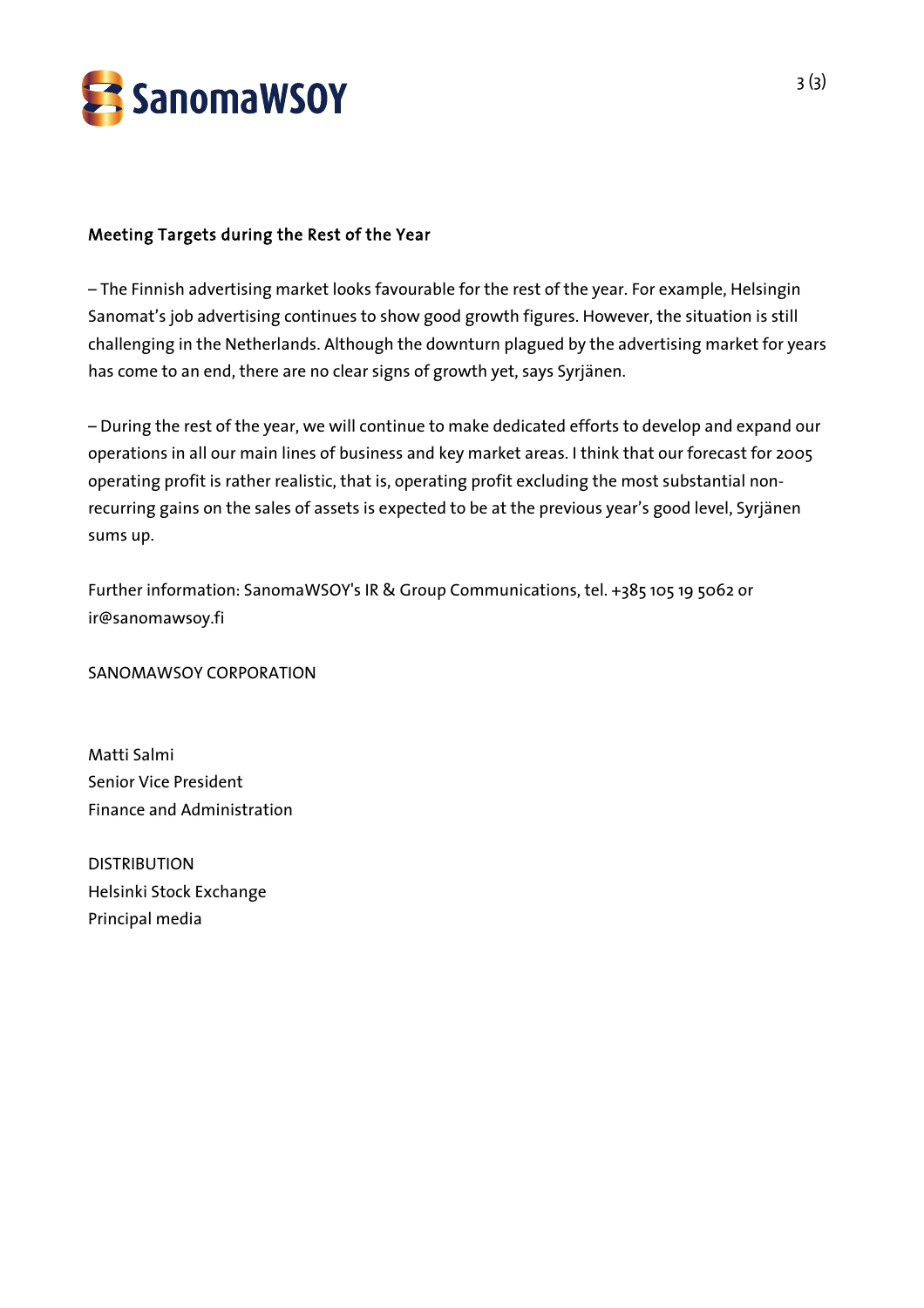## Meeting Targets during the Rest of the Year

– The Finnish advertising market looks favourable for the rest of the year. For example, Helsingin Sanomat's job advertising continues to show good growth figures. However, the situation is still challenging in the Netherlands. Although the downturn plagued by the advertising market for years has come to an end, there are no clear signs of growth yet, says Syrjänen.

– During the rest of the year, we will continue to make dedicated efforts to develop and expand our operations in all our main lines of business and key market areas. I think that our forecast for 2005 operating profit is rather realistic, that is, operating profit excluding the most substantial non-recurring gains on the sales of assets is expected to be at the previous year's good level, Syrjänen sums up.

Further information: SanomaWSOY's IR & Group Communications, tel. +385 105 19 5062 or ir@sanomawsoy.fi

SANOMAWSOY CORPORATION

Matti Salmi
Senior Vice President
Finance and Administration

DISTRIBUTION
Helsinki Stock Exchange
Principal media